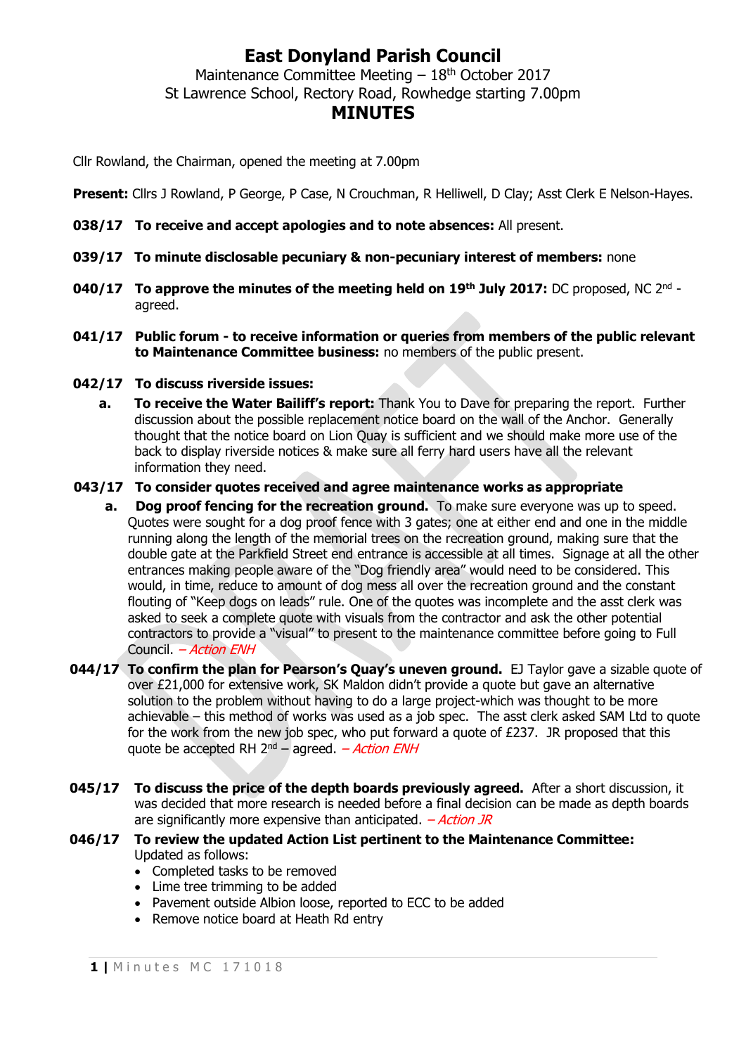# East Donyland Parish Council

Maintenance Committee Meeting – 18th October 2017

St Lawrence School, Rectory Road, Rowhedge starting 7.00pm

## MINUTES

Cllr Rowland, the Chairman, opened the meeting at 7.00pm

**Present:** Cllrs J Rowland, P George, P Case, N Crouchman, R Helliwell, D Clay; Asst Clerk E Nelson-Hayes.

**038/17 To receive and accept apologies and to note absences:** All present.

**039/17 To minute disclosable pecuniary & non-pecuniary interest of members:** none

**040/17 To approve the minutes of the meeting held on 19th July 2017:** DC proposed, NC 2nd - agreed.

**041/17 Public forum - to receive information or queries from members of the public relevant to Maintenance Committee business:** no members of the public present.

**042/17 To discuss riverside issues:**

**a. To receive the Water Bailiff's report:** Thank You to Dave for preparing the report. Further discussion about the possible replacement notice board on the wall of the Anchor. Generally thought that the notice board on Lion Quay is sufficient and we should make more use of the back to display riverside notices & make sure all ferry hard users have all the relevant information they need.

**043/17 To consider quotes received and agree maintenance works as appropriate**

**a. Dog proof fencing for the recreation ground.** To make sure everyone was up to speed. Quotes were sought for a dog proof fence with 3 gates; one at either end and one in the middle running along the length of the memorial trees on the recreation ground, making sure that the double gate at the Parkfield Street end entrance is accessible at all times. Signage at all the other entrances making people aware of the "Dog friendly area" would need to be considered. This would, in time, reduce to amount of dog mess all over the recreation ground and the constant flouting of "Keep dogs on leads" rule. One of the quotes was incomplete and the asst clerk was asked to seek a complete quote with visuals from the contractor and ask the other potential contractors to provide a "visual" to present to the maintenance committee before going to Full Council. *– Action ENH*

**044/17 To confirm the plan for Pearson's Quay's uneven ground.** EJ Taylor gave a sizable quote of over £21,000 for extensive work, SK Maldon didn't provide a quote but gave an alternative solution to the problem without having to do a large project-which was thought to be more achievable – this method of works was used as a job spec. The asst clerk asked SAM Ltd to quote for the work from the new job spec, who put forward a quote of £237. JR proposed that this quote be accepted RH 2nd – agreed. *– Action ENH*

**045/17 To discuss the price of the depth boards previously agreed.** After a short discussion, it was decided that more research is needed before a final decision can be made as depth boards are significantly more expensive than anticipated. *– Action JR*

**046/17 To review the updated Action List pertinent to the Maintenance Committee:** Updated as follows:

- Completed tasks to be removed
- Lime tree trimming to be added
- Pavement outside Albion loose, reported to ECC to be added
- Remove notice board at Heath Rd entry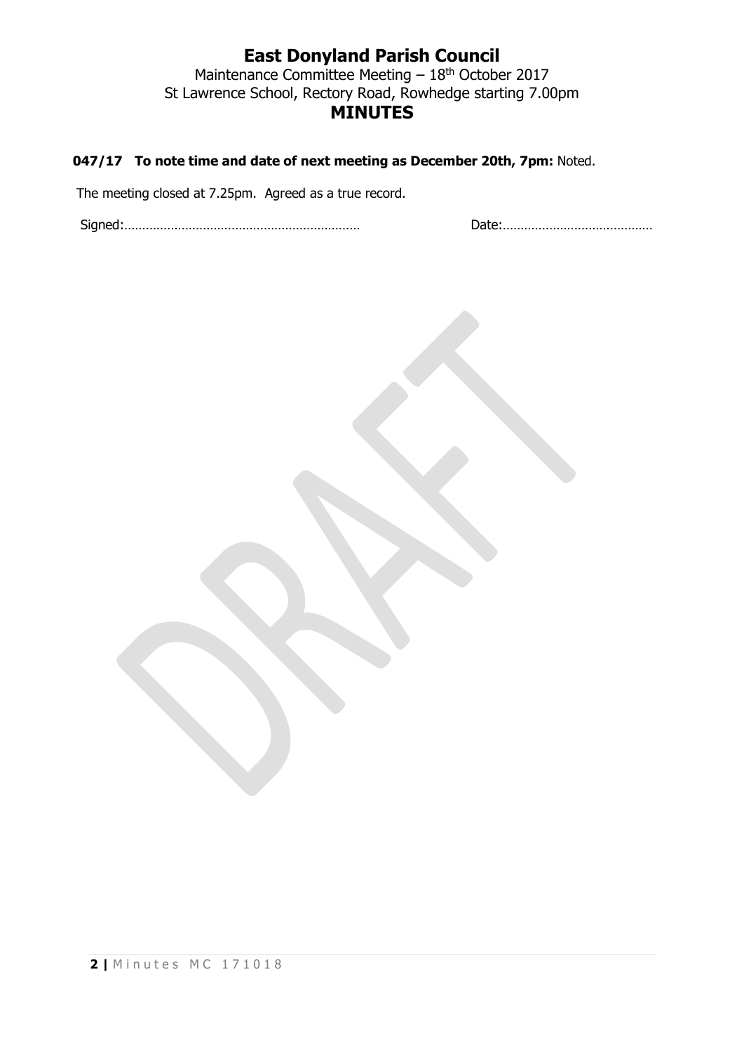# East Donyland Parish Council

Maintenance Committee Meeting – 18th October 2017
St Lawrence School, Rectory Road, Rowhedge starting 7.00pm

## MINUTES

**047/17 To note time and date of next meeting as December 20th, 7pm:** Noted.

The meeting closed at 7.25pm. Agreed as a true record.

Signed:………………………………………………………… Date:……………………………………